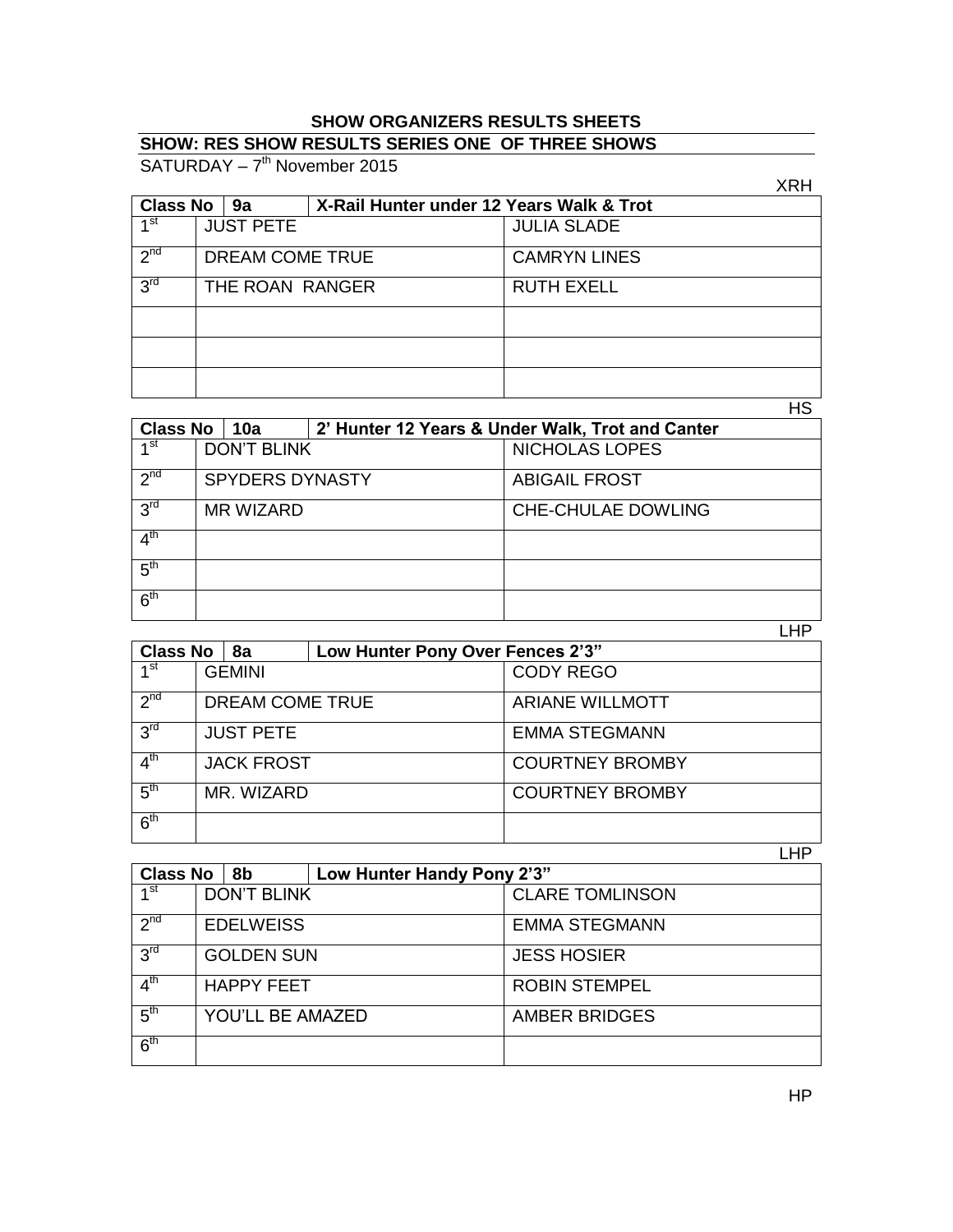**SHOW ORGANIZERS RESULTS SHEETS**

**SHOW: RES SHOW RESULTS SERIES ONE OF THREE SHOWS**

SATURDAY – 7th November 2015

XRH

| Class No | 9a | X-Rail Hunter under 12 Years Walk & Trot |
|---|---|---|
| 1st | JUST PETE | JULIA SLADE |
| 2nd | DREAM COME TRUE | CAMRYN LINES |
| 3rd | THE ROAN RANGER | RUTH EXELL |
| | | |
| | | |
| | | |

HS

| Class No | 10a | 2' Hunter 12 Years & Under Walk, Trot and Canter |
|---|---|---|
| 1st | DON'T BLINK | NICHOLAS LOPES |
| 2nd | SPYDERS DYNASTY | ABIGAIL FROST |
| 3rd | MR WIZARD | CHE-CHULAE DOWLING |
| 4th | | |
| 5th | | |
| 6th | | |

LHP

| Class No | 8a | Low Hunter Pony Over Fences 2'3" |
|---|---|---|
| 1st | GEMINI | CODY REGO |
| 2nd | DREAM COME TRUE | ARIANE WILLMOTT |
| 3rd | JUST PETE | EMMA STEGMANN |
| 4th | JACK FROST | COURTNEY BROMBY |
| 5th | MR. WIZARD | COURTNEY BROMBY |
| 6th | | |

LHP

| Class No | 8b | Low Hunter Handy Pony 2'3" |
|---|---|---|
| 1st | DON'T BLINK | CLARE TOMLINSON |
| 2nd | EDELWEISS | EMMA STEGMANN |
| 3rd | GOLDEN SUN | JESS HOSIER |
| 4th | HAPPY FEET | ROBIN STEMPEL |
| 5th | YOU'LL BE AMAZED | AMBER BRIDGES |
| 6th | | |

HP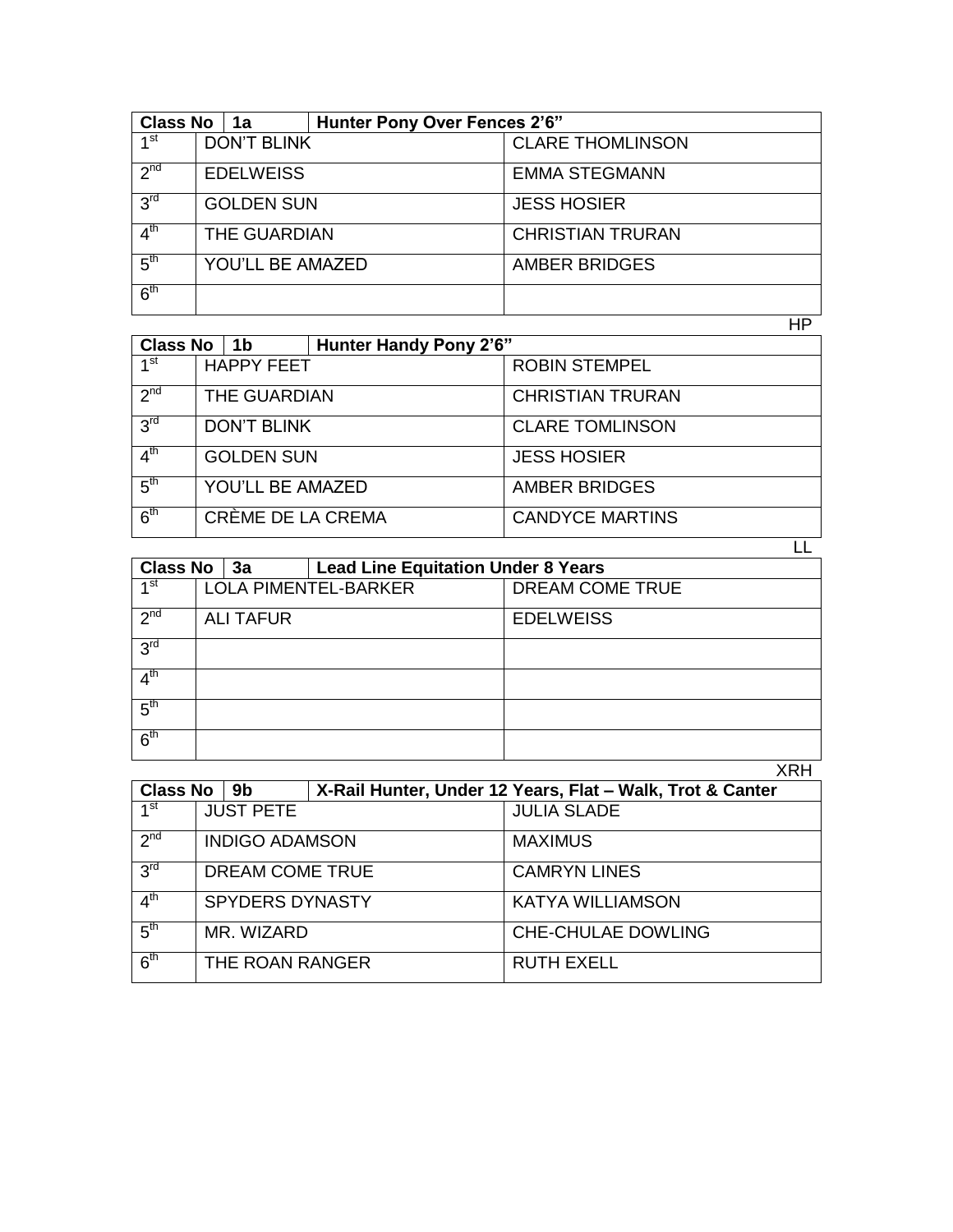| Class No | 1a | Hunter Pony Over Fences 2’6” |
|---|---|---|
| 1st | DON’T BLINK | CLARE THOMLINSON |
| 2nd | EDELWEISS | EMMA STEGMANN |
| 3rd | GOLDEN SUN | JESS HOSIER |
| 4th | THE GUARDIAN | CHRISTIAN TRURAN |
| 5th | YOU’LL BE AMAZED | AMBER BRIDGES |
| 6th | | |

HP

| Class No | 1b | Hunter Handy Pony 2’6” |
|---|---|---|
| 1st | HAPPY FEET | ROBIN STEMPEL |
| 2nd | THE GUARDIAN | CHRISTIAN TRURAN |
| 3rd | DON’T BLINK | CLARE TOMLINSON |
| 4th | GOLDEN SUN | JESS HOSIER |
| 5th | YOU’LL BE AMAZED | AMBER BRIDGES |
| 6th | CRÈME DE LA CREMA | CANDYCE MARTINS |

LL

| Class No | 3a | Lead Line Equitation Under 8 Years |
|---|---|---|
| 1st | LOLA PIMENTEL-BARKER | DREAM COME TRUE |
| 2nd | ALI TAFUR | EDELWEISS |
| 3rd | | |
| 4th | | |
| 5th | | |
| 6th | | |

XRH

| Class No | 9b | X-Rail Hunter, Under 12 Years, Flat – Walk, Trot & Canter |
|---|---|---|
| 1st | JUST PETE | JULIA SLADE |
| 2nd | INDIGO ADAMSON | MAXIMUS |
| 3rd | DREAM COME TRUE | CAMRYN LINES |
| 4th | SPYDERS DYNASTY | KATYA WILLIAMSON |
| 5th | MR. WIZARD | CHE-CHULAE DOWLING |
| 6th | THE ROAN RANGER | RUTH EXELL |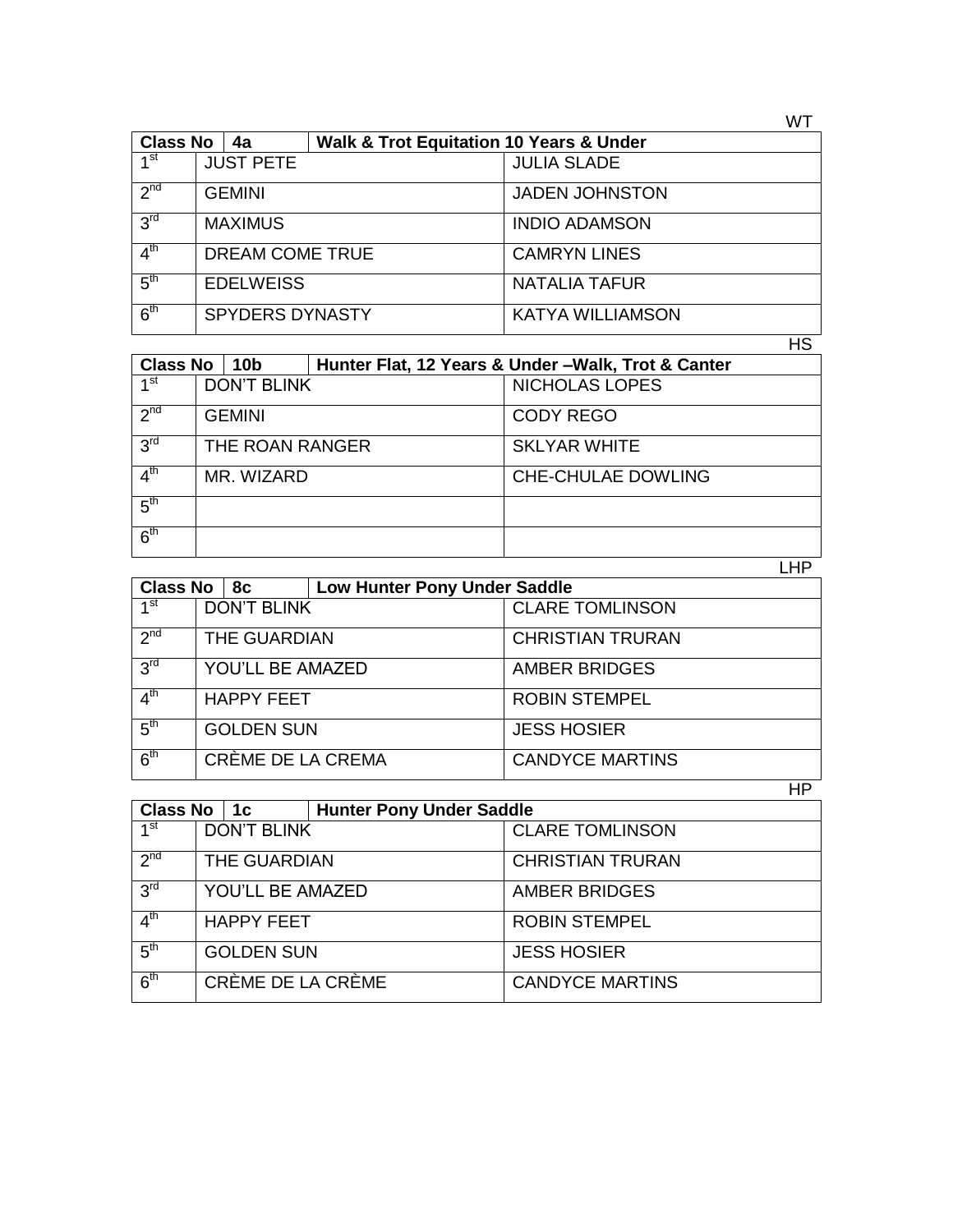WT

| Class No | 4a | Walk & Trot Equitation 10 Years & Under |
|---|---|---|
| 1st | JUST PETE | JULIA SLADE |
| 2nd | GEMINI | JADEN JOHNSTON |
| 3rd | MAXIMUS | INDIO ADAMSON |
| 4th | DREAM COME TRUE | CAMRYN LINES |
| 5th | EDELWEISS | NATALIA TAFUR |
| 6th | SPYDERS DYNASTY | KATYA WILLIAMSON |

HS

| Class No | 10b | Hunter Flat, 12 Years & Under –Walk, Trot & Canter |
|---|---|---|
| 1st | DON'T BLINK | NICHOLAS LOPES |
| 2nd | GEMINI | CODY REGO |
| 3rd | THE ROAN RANGER | SKLYAR WHITE |
| 4th | MR. WIZARD | CHE-CHULAE DOWLING |
| 5th | | |
| 6th | | |

LHP

| Class No | 8c | Low Hunter Pony Under Saddle |
|---|---|---|
| 1st | DON'T BLINK | CLARE TOMLINSON |
| 2nd | THE GUARDIAN | CHRISTIAN TRURAN |
| 3rd | YOU'LL BE AMAZED | AMBER BRIDGES |
| 4th | HAPPY FEET | ROBIN STEMPEL |
| 5th | GOLDEN SUN | JESS HOSIER |
| 6th | CRÈME DE LA CREMA | CANDYCE MARTINS |

HP

| Class No | 1c | Hunter Pony Under Saddle |
|---|---|---|
| 1st | DON'T BLINK | CLARE TOMLINSON |
| 2nd | THE GUARDIAN | CHRISTIAN TRURAN |
| 3rd | YOU'LL BE AMAZED | AMBER BRIDGES |
| 4th | HAPPY FEET | ROBIN STEMPEL |
| 5th | GOLDEN SUN | JESS HOSIER |
| 6th | CRÈME DE LA CRÈME | CANDYCE MARTINS |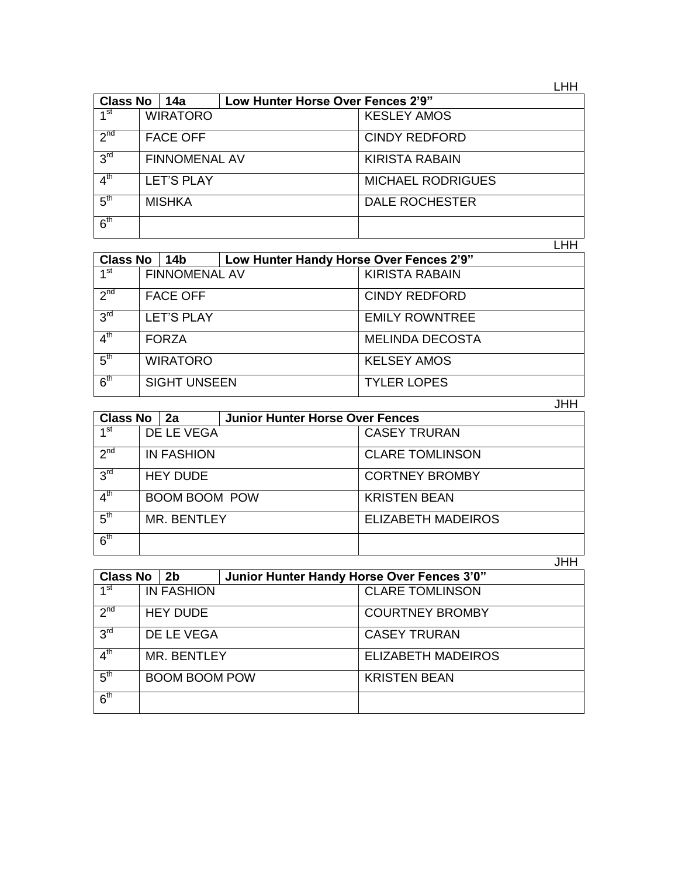LHH

| Class No | 14a | Low Hunter Horse Over Fences 2'9" |
|---|---|---|
| 1st | WIRATORO | KESLEY AMOS |
| 2nd | FACE OFF | CINDY REDFORD |
| 3rd | FINNOMENAL AV | KIRISTA RABAIN |
| 4th | LET'S PLAY | MICHAEL RODRIGUES |
| 5th | MISHKA | DALE ROCHESTER |
| 6th | | |

LHH

| Class No | 14b | Low Hunter Handy Horse Over Fences 2'9" |
|---|---|---|
| 1st | FINNOMENAL AV | KIRISTA RABAIN |
| 2nd | FACE OFF | CINDY REDFORD |
| 3rd | LET'S PLAY | EMILY ROWNTREE |
| 4th | FORZA | MELINDA DECOSTA |
| 5th | WIRATORO | KELSEY AMOS |
| 6th | SIGHT UNSEEN | TYLER LOPES |

JHH

| Class No | 2a | Junior Hunter Horse Over Fences |
|---|---|---|
| 1st | DE LE VEGA | CASEY TRURAN |
| 2nd | IN FASHION | CLARE TOMLINSON |
| 3rd | HEY DUDE | CORTNEY BROMBY |
| 4th | BOOM BOOM POW | KRISTEN BEAN |
| 5th | MR. BENTLEY | ELIZABETH MADEIROS |
| 6th | | |

JHH

| Class No | 2b | Junior Hunter Handy Horse Over Fences 3'0" |
|---|---|---|
| 1st | IN FASHION | CLARE TOMLINSON |
| 2nd | HEY DUDE | COURTNEY BROMBY |
| 3rd | DE LE VEGA | CASEY TRURAN |
| 4th | MR. BENTLEY | ELIZABETH MADEIROS |
| 5th | BOOM BOOM POW | KRISTEN BEAN |
| 6th | | |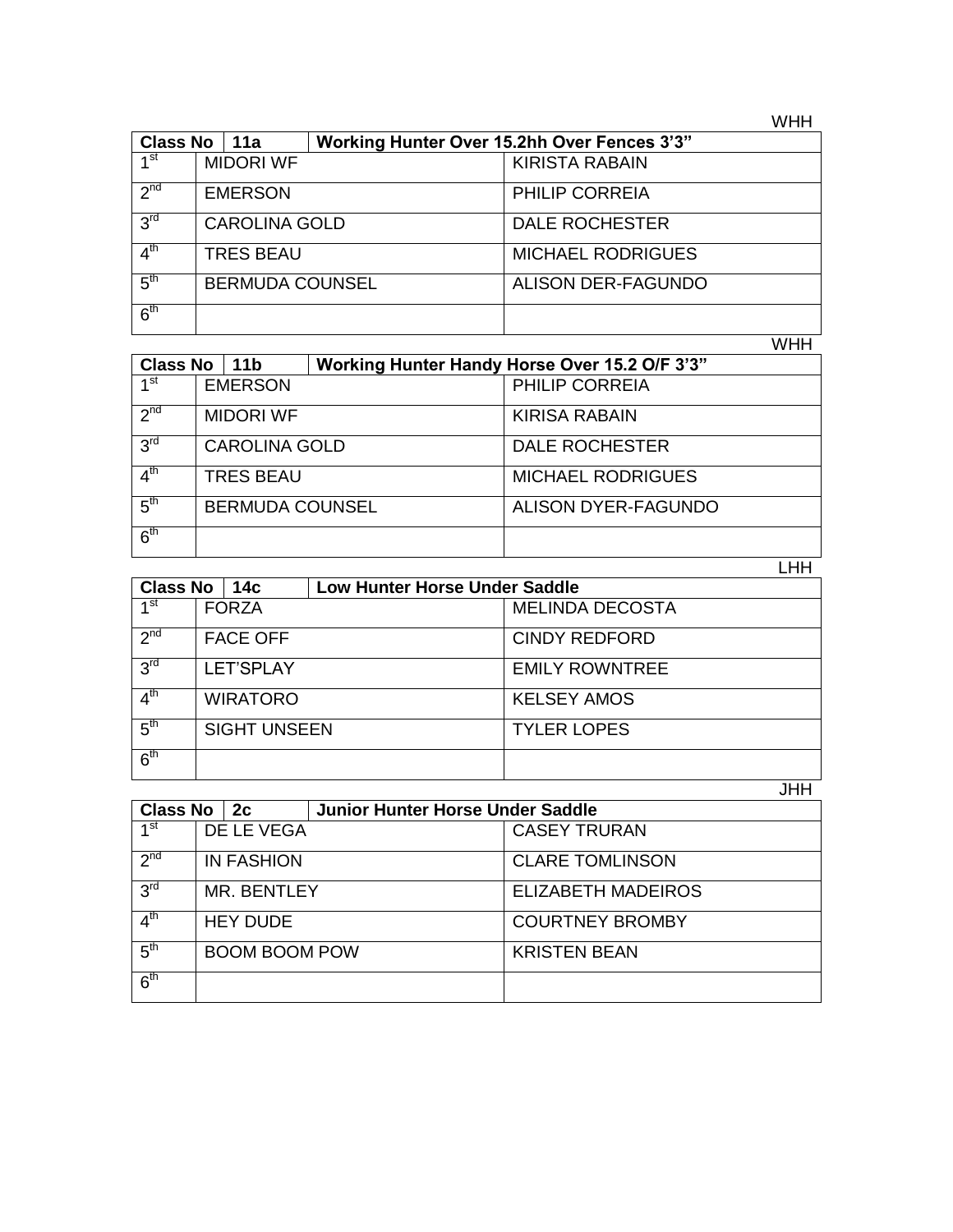WHH

| Class No | 11a | Working Hunter Over 15.2hh Over Fences 3'3" |
|---|---|---|
| 1st | MIDORI WF | KIRISTA RABAIN |
| 2nd | EMERSON | PHILIP CORREIA |
| 3rd | CAROLINA GOLD | DALE ROCHESTER |
| 4th | TRES BEAU | MICHAEL RODRIGUES |
| 5th | BERMUDA COUNSEL | ALISON DER-FAGUNDO |
| 6th | | |

WHH

| Class No | 11b | Working Hunter Handy Horse Over 15.2 O/F 3'3" |
|---|---|---|
| 1st | EMERSON | PHILIP CORREIA |
| 2nd | MIDORI WF | KIRISA RABAIN |
| 3rd | CAROLINA GOLD | DALE ROCHESTER |
| 4th | TRES BEAU | MICHAEL RODRIGUES |
| 5th | BERMUDA COUNSEL | ALISON DYER-FAGUNDO |
| 6th | | |

LHH

| Class No | 14c | Low Hunter Horse Under Saddle |
|---|---|---|
| 1st | FORZA | MELINDA DECOSTA |
| 2nd | FACE OFF | CINDY REDFORD |
| 3rd | LET'SPLAY | EMILY ROWNTREE |
| 4th | WIRATORO | KELSEY AMOS |
| 5th | SIGHT UNSEEN | TYLER LOPES |
| 6th | | |

JHH

| Class No | 2c | Junior Hunter Horse Under Saddle |
|---|---|---|
| 1st | DE LE VEGA | CASEY TRURAN |
| 2nd | IN FASHION | CLARE TOMLINSON |
| 3rd | MR. BENTLEY | ELIZABETH MADEIROS |
| 4th | HEY DUDE | COURTNEY BROMBY |
| 5th | BOOM BOOM POW | KRISTEN BEAN |
| 6th | | |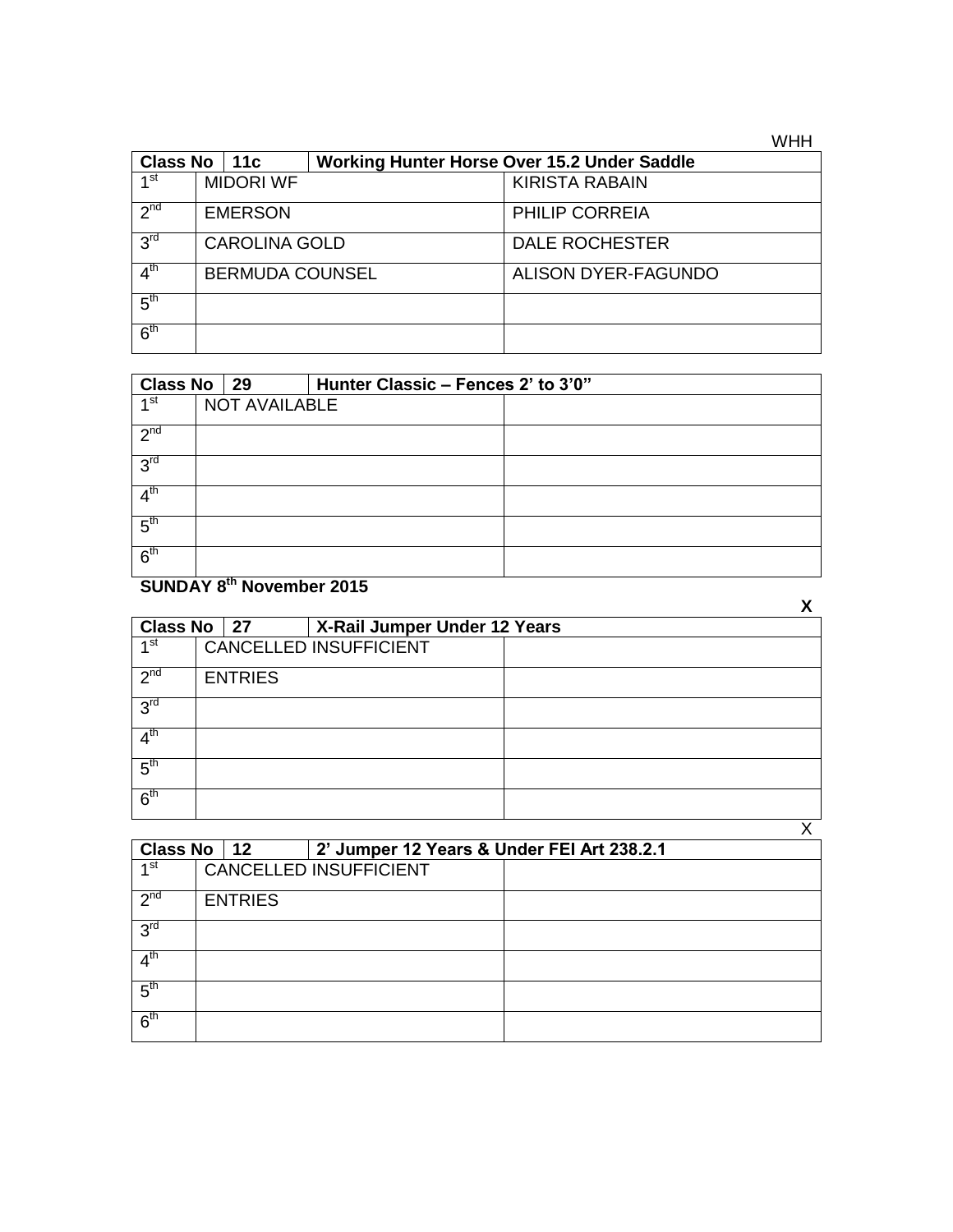WHH

| Class No | 11c | Working Hunter Horse Over 15.2 Under Saddle |
|---|---|---|
| 1st | MIDORI WF | KIRISTA RABAIN |
| 2nd | EMERSON | PHILIP CORREIA |
| 3rd | CAROLINA GOLD | DALE ROCHESTER |
| 4th | BERMUDA COUNSEL | ALISON DYER-FAGUNDO |
| 5th | | |
| 6th | | |

| Class No | 29 | Hunter Classic – Fences 2' to 3'0" |
|---|---|---|
| 1st | NOT AVAILABLE | |
| 2nd | | |
| 3rd | | |
| 4th | | |
| 5th | | |
| 6th | | |

**SUNDAY 8th November 2015**

**X**

| Class No | 27 | X-Rail Jumper Under 12 Years |
|---|---|---|
| 1st | CANCELLED INSUFFICIENT | |
| 2nd | ENTRIES | |
| 3rd | | |
| 4th | | |
| 5th | | |
| 6th | | |

X

| Class No | 12 | 2' Jumper 12 Years & Under FEI Art 238.2.1 |
|---|---|---|
| 1st | CANCELLED INSUFFICIENT | |
| 2nd | ENTRIES | |
| 3rd | | |
| 4th | | |
| 5th | | |
| 6th | | |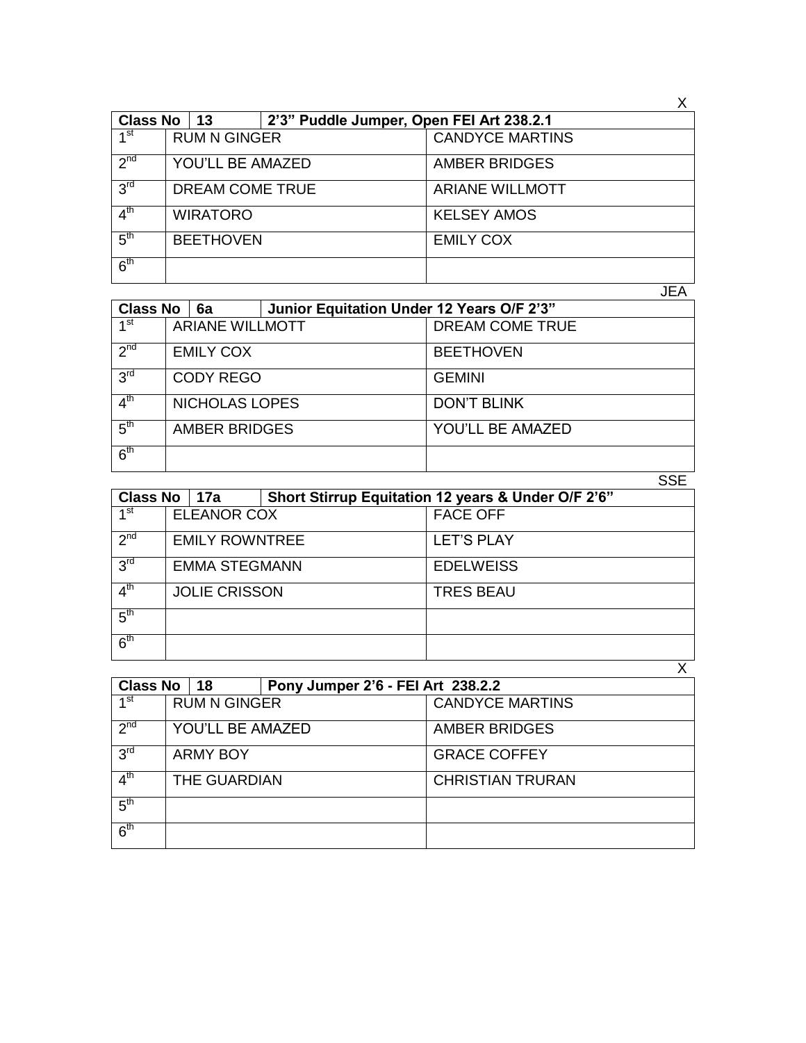X

| Class No | 13 | 2'3" Puddle Jumper, Open FEI Art 238.2.1 |
|---|---|---|
| 1st | RUM N GINGER | CANDYCE MARTINS |
| 2nd | YOU'LL BE AMAZED | AMBER BRIDGES |
| 3rd | DREAM COME TRUE | ARIANE WILLMOTT |
| 4th | WIRATORO | KELSEY AMOS |
| 5th | BEETHOVEN | EMILY COX |
| 6th | | |

JEA

| Class No | 6a | Junior Equitation Under 12 Years O/F 2'3" |
|---|---|---|
| 1st | ARIANE WILLMOTT | DREAM COME TRUE |
| 2nd | EMILY COX | BEETHOVEN |
| 3rd | CODY REGO | GEMINI |
| 4th | NICHOLAS LOPES | DON'T BLINK |
| 5th | AMBER BRIDGES | YOU'LL BE AMAZED |
| 6th | | |

SSE

| Class No | 17a | Short Stirrup Equitation 12 years & Under O/F 2'6" |
|---|---|---|
| 1st | ELEANOR COX | FACE OFF |
| 2nd | EMILY ROWNTREE | LET'S PLAY |
| 3rd | EMMA STEGMANN | EDELWEISS |
| 4th | JOLIE CRISSON | TRES BEAU |
| 5th | | |
| 6th | | |

X

| Class No | 18 | Pony Jumper 2'6 - FEI Art 238.2.2 |
|---|---|---|
| 1st | RUM N GINGER | CANDYCE MARTINS |
| 2nd | YOU'LL BE AMAZED | AMBER BRIDGES |
| 3rd | ARMY BOY | GRACE COFFEY |
| 4th | THE GUARDIAN | CHRISTIAN TRURAN |
| 5th | | |
| 6th | | |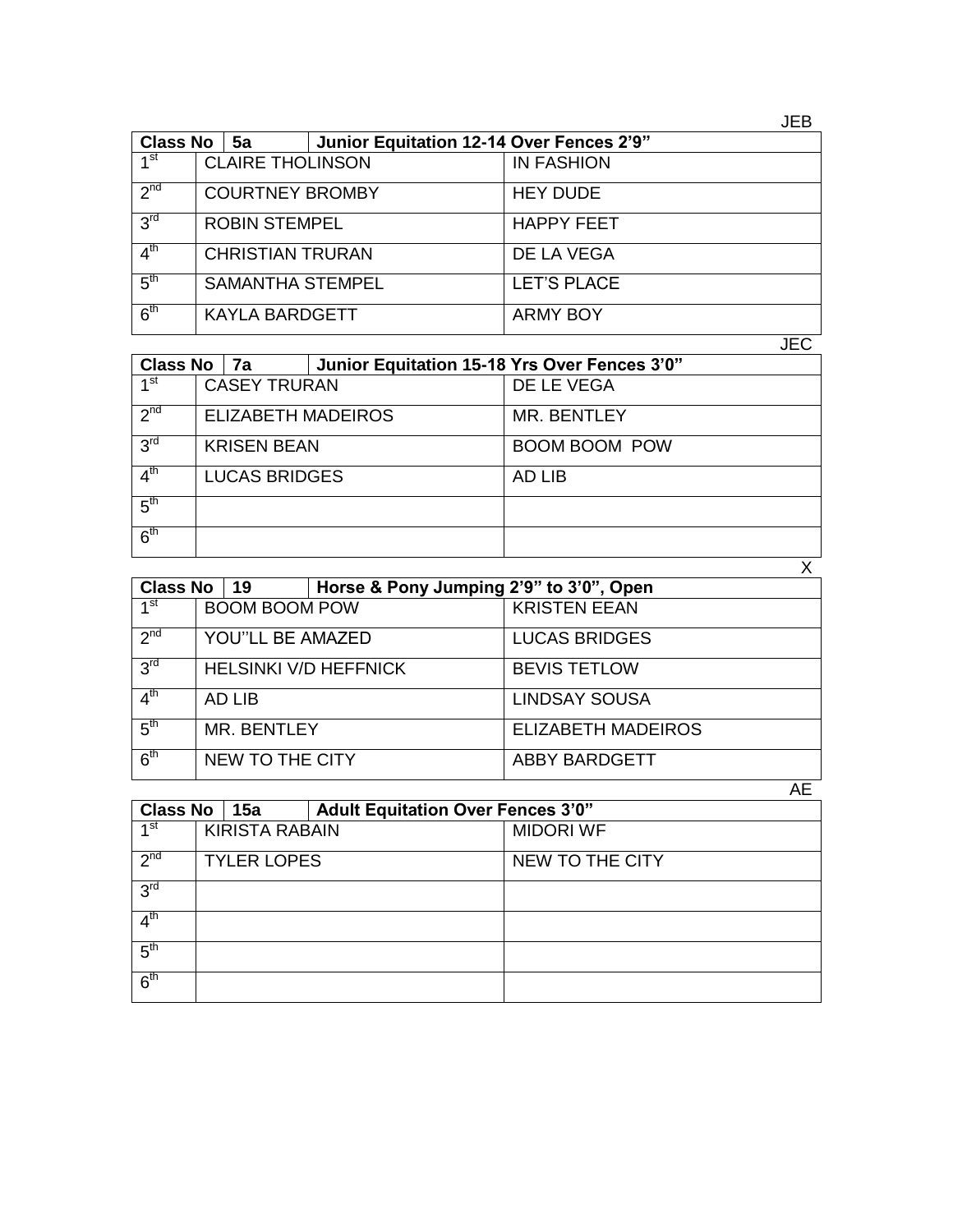JEB

| Class No | 5a | Junior Equitation 12-14 Over Fences 2'9" |
|---|---|---|
| 1st | CLAIRE THOLINSON | IN FASHION |
| 2nd | COURTNEY BROMBY | HEY DUDE |
| 3rd | ROBIN STEMPEL | HAPPY FEET |
| 4th | CHRISTIAN TRURAN | DE LA VEGA |
| 5th | SAMANTHA STEMPEL | LET'S PLACE |
| 6th | KAYLA BARDGETT | ARMY BOY |

JEC

| Class No | 7a | Junior Equitation 15-18 Yrs Over Fences 3'0" |
|---|---|---|
| 1st | CASEY TRURAN | DE LE VEGA |
| 2nd | ELIZABETH MADEIROS | MR. BENTLEY |
| 3rd | KRISEN BEAN | BOOM BOOM POW |
| 4th | LUCAS BRIDGES | AD LIB |
| 5th | | |
| 6th | | |

X

| Class No | 19 | Horse & Pony Jumping 2'9" to 3'0", Open |
|---|---|---|
| 1st | BOOM BOOM POW | KRISTEN EEAN |
| 2nd | YOU''LL BE AMAZED | LUCAS BRIDGES |
| 3rd | HELSINKI V/D HEFFNICK | BEVIS TETLOW |
| 4th | AD LIB | LINDSAY SOUSA |
| 5th | MR. BENTLEY | ELIZABETH MADEIROS |
| 6th | NEW TO THE CITY | ABBY BARDGETT |

AE

| Class No | 15a | Adult Equitation Over Fences 3'0" |
|---|---|---|
| 1st | KIRISTA RABAIN | MIDORI WF |
| 2nd | TYLER LOPES | NEW TO THE CITY |
| 3rd | | |
| 4th | | |
| 5th | | |
| 6th | | |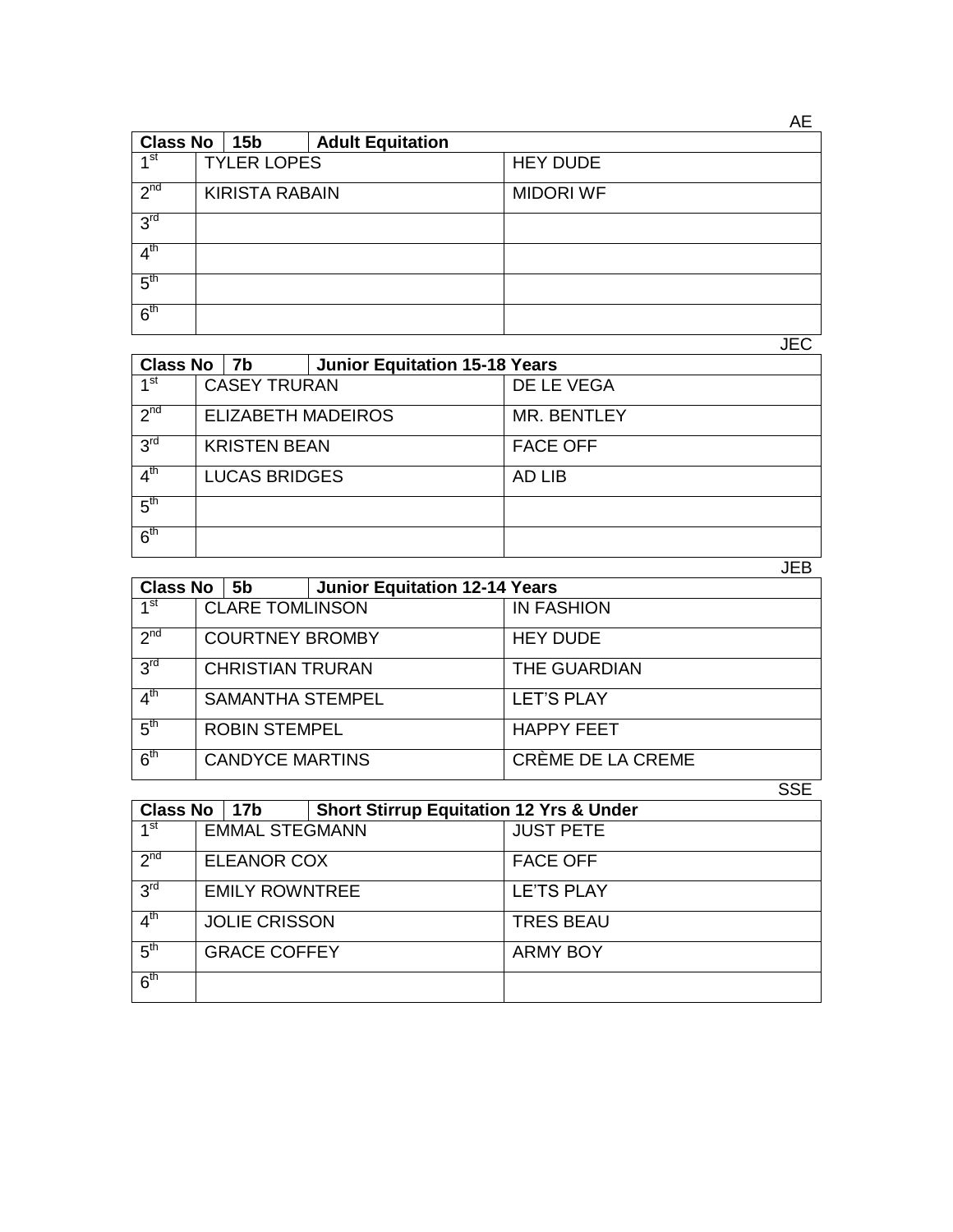AE

| Class No | 15b | Adult Equitation |
|---|---|---|
| 1st | TYLER LOPES | HEY DUDE |
| 2nd | KIRISTA RABAIN | MIDORI WF |
| 3rd | | |
| 4th | | |
| 5th | | |
| 6th | | |

JEC

| Class No | 7b | Junior Equitation 15-18 Years |
|---|---|---|
| 1st | CASEY TRURAN | DE LE VEGA |
| 2nd | ELIZABETH MADEIROS | MR. BENTLEY |
| 3rd | KRISTEN BEAN | FACE OFF |
| 4th | LUCAS BRIDGES | AD LIB |
| 5th | | |
| 6th | | |

JEB

| Class No | 5b | Junior Equitation 12-14 Years |
|---|---|---|
| 1st | CLARE TOMLINSON | IN FASHION |
| 2nd | COURTNEY BROMBY | HEY DUDE |
| 3rd | CHRISTIAN TRURAN | THE GUARDIAN |
| 4th | SAMANTHA STEMPEL | LET'S PLAY |
| 5th | ROBIN STEMPEL | HAPPY FEET |
| 6th | CANDYCE MARTINS | CRÈME DE LA CREME |

SSE

| Class No | 17b | Short Stirrup Equitation 12 Yrs & Under |
|---|---|---|
| 1st | EMMAL STEGMANN | JUST PETE |
| 2nd | ELEANOR COX | FACE OFF |
| 3rd | EMILY ROWNTREE | LE'TS PLAY |
| 4th | JOLIE CRISSON | TRES BEAU |
| 5th | GRACE COFFEY | ARMY BOY |
| 6th | | |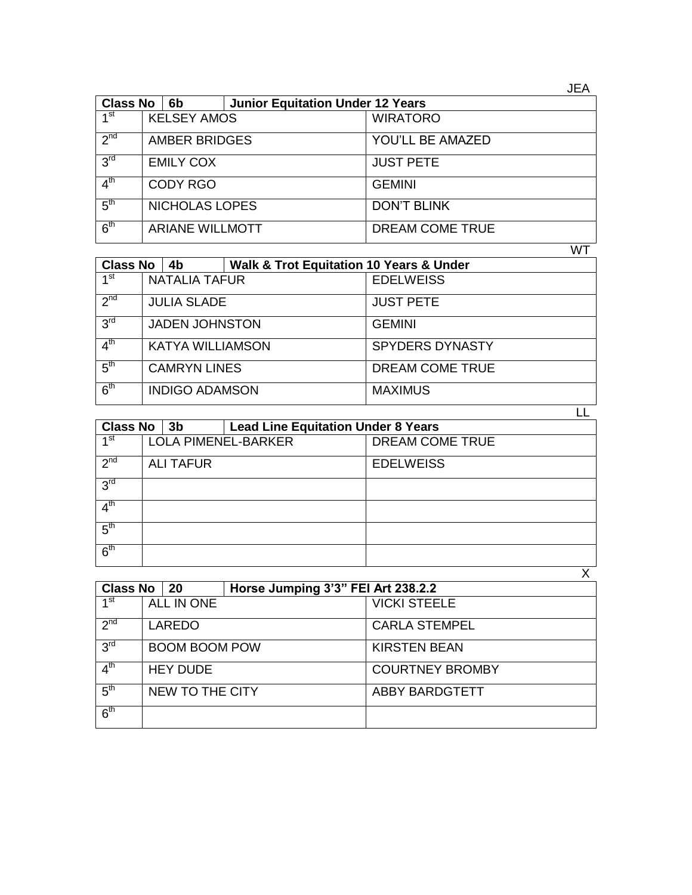JEA

| Class No | 6b | Junior Equitation Under 12 Years |
|---|---|---|
| 1st | KELSEY AMOS | WIRATORO |
| 2nd | AMBER BRIDGES | YOU'LL BE AMAZED |
| 3rd | EMILY COX | JUST PETE |
| 4th | CODY RGO | GEMINI |
| 5th | NICHOLAS LOPES | DON'T BLINK |
| 6th | ARIANE WILLMOTT | DREAM COME TRUE |

WT

| Class No | 4b | Walk & Trot Equitation 10 Years & Under |
|---|---|---|
| 1st | NATALIA TAFUR | EDELWEISS |
| 2nd | JULIA SLADE | JUST PETE |
| 3rd | JADEN JOHNSTON | GEMINI |
| 4th | KATYA WILLIAMSON | SPYDERS DYNASTY |
| 5th | CAMRYN LINES | DREAM COME TRUE |
| 6th | INDIGO ADAMSON | MAXIMUS |

LL

| Class No | 3b | Lead Line Equitation Under 8 Years |
|---|---|---|
| 1st | LOLA PIMENEL-BARKER | DREAM COME TRUE |
| 2nd | ALI TAFUR | EDELWEISS |
| 3rd | | |
| 4th | | |
| 5th | | |
| 6th | | |

X

| Class No | 20 | Horse Jumping 3'3" FEI Art 238.2.2 |
|---|---|---|
| 1st | ALL IN ONE | VICKI STEELE |
| 2nd | LAREDO | CARLA STEMPEL |
| 3rd | BOOM BOOM POW | KIRSTEN BEAN |
| 4th | HEY DUDE | COURTNEY BROMBY |
| 5th | NEW TO THE CITY | ABBY BARDGTETT |
| 6th | | |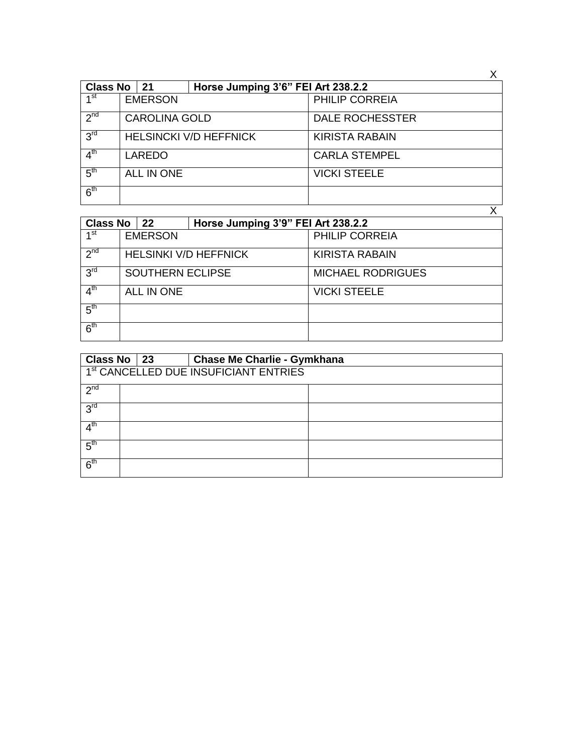X

| Class No | 21 | Horse Jumping 3'6" FEI Art 238.2.2 |
|---|---|---|
| 1st | EMERSON | PHILIP CORREIA |
| 2nd | CAROLINA GOLD | DALE ROCHESSTER |
| 3rd | HELSINCKI V/D HEFFNICK | KIRISTA RABAIN |
| 4th | LAREDO | CARLA STEMPEL |
| 5th | ALL IN ONE | VICKI STEELE |
| 6th | | |

X

| Class No | 22 | Horse Jumping 3'9" FEI Art 238.2.2 |
|---|---|---|
| 1st | EMERSON | PHILIP CORREIA |
| 2nd | HELSINKI V/D HEFFNICK | KIRISTA RABAIN |
| 3rd | SOUTHERN ECLIPSE | MICHAEL RODRIGUES |
| 4th | ALL IN ONE | VICKI STEELE |
| 5th | | |
| 6th | | |

| Class No | 23 | Chase Me Charlie - Gymkhana |
|---|---|---|
| 1st CANCELLED DUE INSUFICIANT ENTRIES | | |
| 2nd | | |
| 3rd | | |
| 4th | | |
| 5th | | |
| 6th | | |